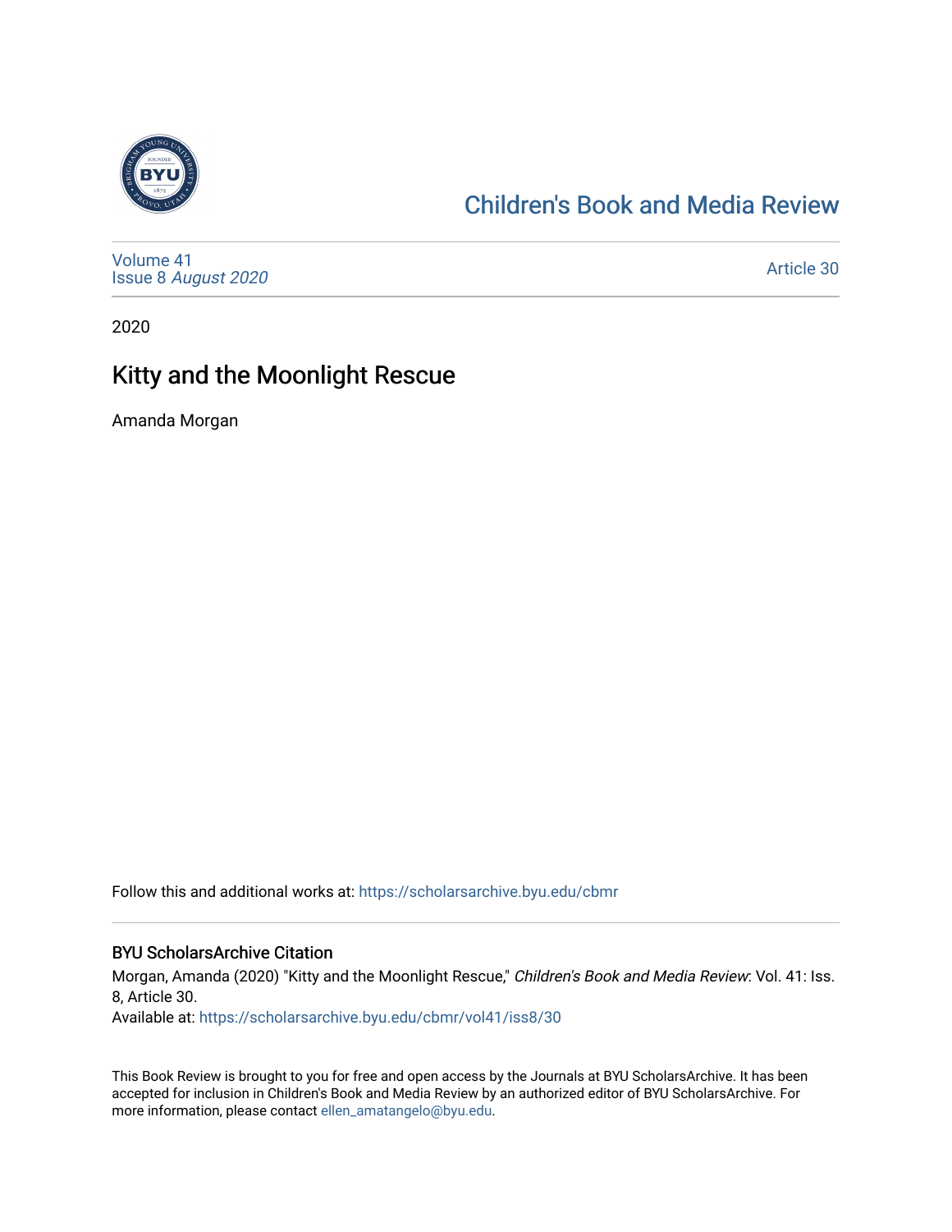# Children's Book and Media Review

Volume 41
Issue 8 *August 2020*

Article 30

2020

## Kitty and the Moonlight Rescue

Amanda Morgan

Follow this and additional works at: https://scholarsarchive.byu.edu/cbmr

### BYU ScholarsArchive Citation

Morgan, Amanda (2020) "Kitty and the Moonlight Rescue," *Children's Book and Media Review*: Vol. 41: Iss. 8, Article 30.
Available at: https://scholarsarchive.byu.edu/cbmr/vol41/iss8/30

This Book Review is brought to you for free and open access by the Journals at BYU ScholarsArchive. It has been accepted for inclusion in Children's Book and Media Review by an authorized editor of BYU ScholarsArchive. For more information, please contact ellen_amatangelo@byu.edu.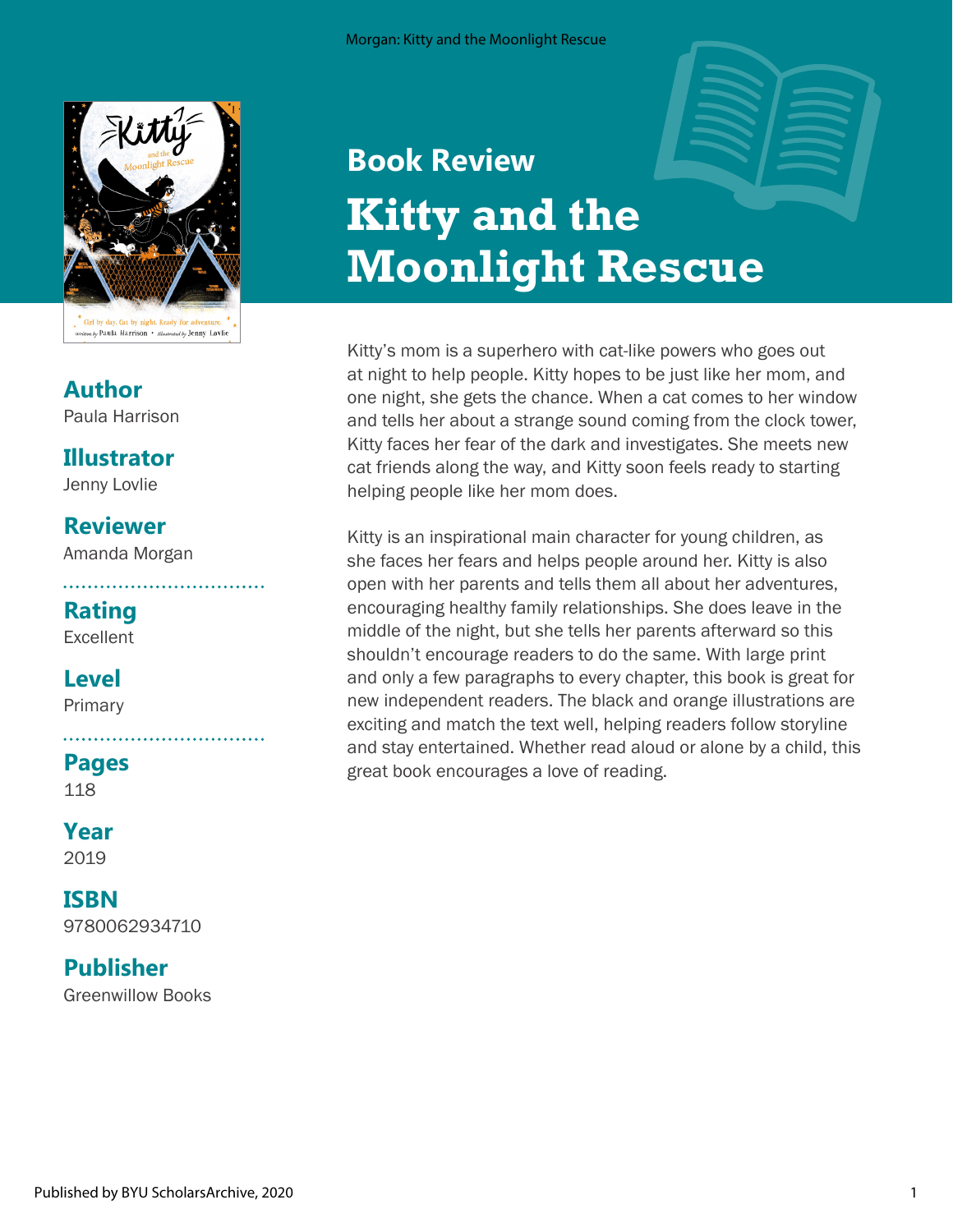## Book Review

# Kitty and the Moonlight Rescue

**Author**
Paula Harrison

**Illustrator**
Jenny Lovlie

**Reviewer**
Amanda Morgan

**Rating**
Excellent

**Level**
Primary

**Pages**
118

**Year**
2019

**ISBN**
9780062934710

**Publisher**
Greenwillow Books

Kitty's mom is a superhero with cat-like powers who goes out at night to help people. Kitty hopes to be just like her mom, and one night, she gets the chance. When a cat comes to her window and tells her about a strange sound coming from the clock tower, Kitty faces her fear of the dark and investigates. She meets new cat friends along the way, and Kitty soon feels ready to starting helping people like her mom does.

Kitty is an inspirational main character for young children, as she faces her fears and helps people around her. Kitty is also open with her parents and tells them all about her adventures, encouraging healthy family relationships. She does leave in the middle of the night, but she tells her parents afterward so this shouldn't encourage readers to do the same. With large print and only a few paragraphs to every chapter, this book is great for new independent readers. The black and orange illustrations are exciting and match the text well, helping readers follow storyline and stay entertained. Whether read aloud or alone by a child, this great book encourages a love of reading.